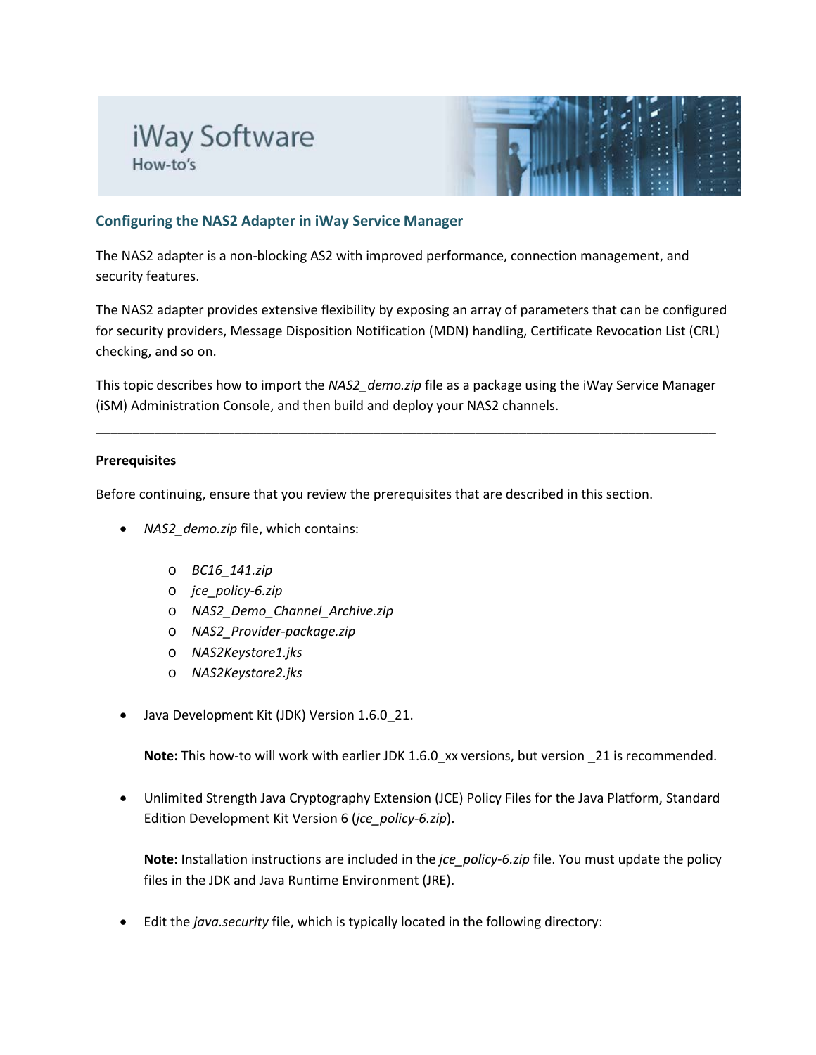iWay Software

How-to's

## Configuring the NAS2 Adapter in iWay Service Manager

The NAS2 adapter is a non-blocking AS2 with improved performance, connection management, and security features.

The NAS2 adapter provides extensive flexibility by exposing an array of parameters that can be configured for security providers, Message Disposition Notification (MDN) handling, Certificate Revocation List (CRL) checking, and so on.

This topic describes how to import the *NAS2_demo.zip* file as a package using the iWay Service Manager (iSM) Administration Console, and then build and deploy your NAS2 channels.

---

**Prerequisites**

Before continuing, ensure that you review the prerequisites that are described in this section.

- *NAS2_demo.zip* file, which contains:
    - *BC16_141.zip*
    - *jce_policy-6.zip*
    - *NAS2_Demo_Channel_Archive.zip*
    - *NAS2_Provider-package.zip*
    - *NAS2Keystore1.jks*
    - *NAS2Keystore2.jks*

- Java Development Kit (JDK) Version 1.6.0_21.

  **Note:** This how-to will work with earlier JDK 1.6.0_xx versions, but version _21 is recommended.

- Unlimited Strength Java Cryptography Extension (JCE) Policy Files for the Java Platform, Standard Edition Development Kit Version 6 (*jce_policy-6.zip*).

  **Note:** Installation instructions are included in the *jce_policy-6.zip* file. You must update the policy files in the JDK and Java Runtime Environment (JRE).

- Edit the *java.security* file, which is typically located in the following directory: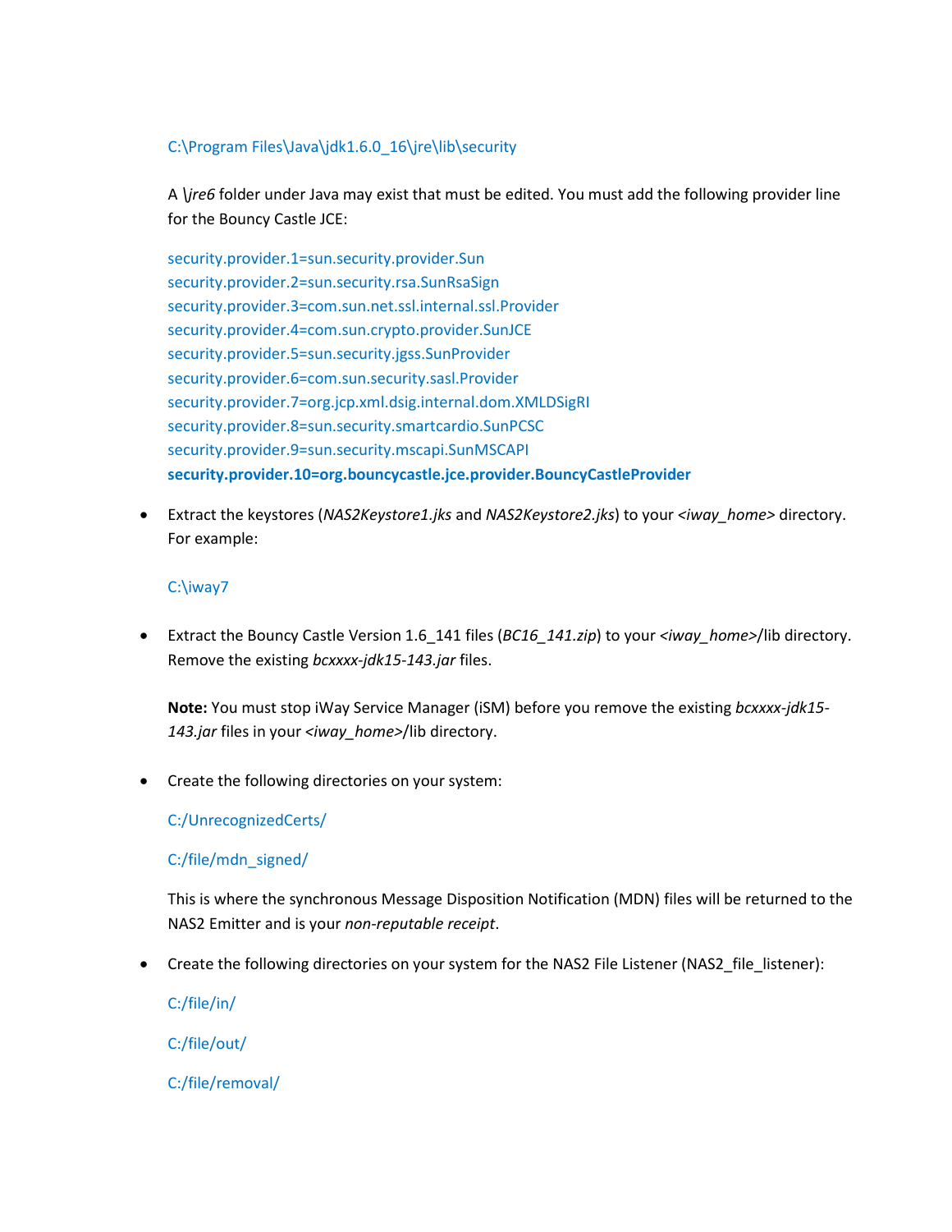C:\Program Files\Java\jdk1.6.0_16\jre\lib\security

A *\jre6* folder under Java may exist that must be edited. You must add the following provider line for the Bouncy Castle JCE:

security.provider.1=sun.security.provider.Sun
security.provider.2=sun.security.rsa.SunRsaSign
security.provider.3=com.sun.net.ssl.internal.ssl.Provider
security.provider.4=com.sun.crypto.provider.SunJCE
security.provider.5=sun.security.jgss.SunProvider
security.provider.6=com.sun.security.sasl.Provider
security.provider.7=org.jcp.xml.dsig.internal.dom.XMLDSigRI
security.provider.8=sun.security.smartcardio.SunPCSC
security.provider.9=sun.security.mscapi.SunMSCAPI
**security.provider.10=org.bouncycastle.jce.provider.BouncyCastleProvider**

- Extract the keystores (*NAS2Keystore1.jks* and *NAS2Keystore2.jks*) to your *<iway_home>* directory. For example:

  C:\iway7

- Extract the Bouncy Castle Version 1.6_141 files (*BC16_141.zip*) to your *<iway_home>*/lib directory. Remove the existing *bcxxxx-jdk15-143.jar* files.

  **Note:** You must stop iWay Service Manager (iSM) before you remove the existing *bcxxxx-jdk15-143.jar* files in your *<iway_home>*/lib directory.

- Create the following directories on your system:

  C:/UnrecognizedCerts/

  C:/file/mdn_signed/

  This is where the synchronous Message Disposition Notification (MDN) files will be returned to the NAS2 Emitter and is your *non-reputable receipt*.

- Create the following directories on your system for the NAS2 File Listener (NAS2_file_listener):

  C:/file/in/

  C:/file/out/

  C:/file/removal/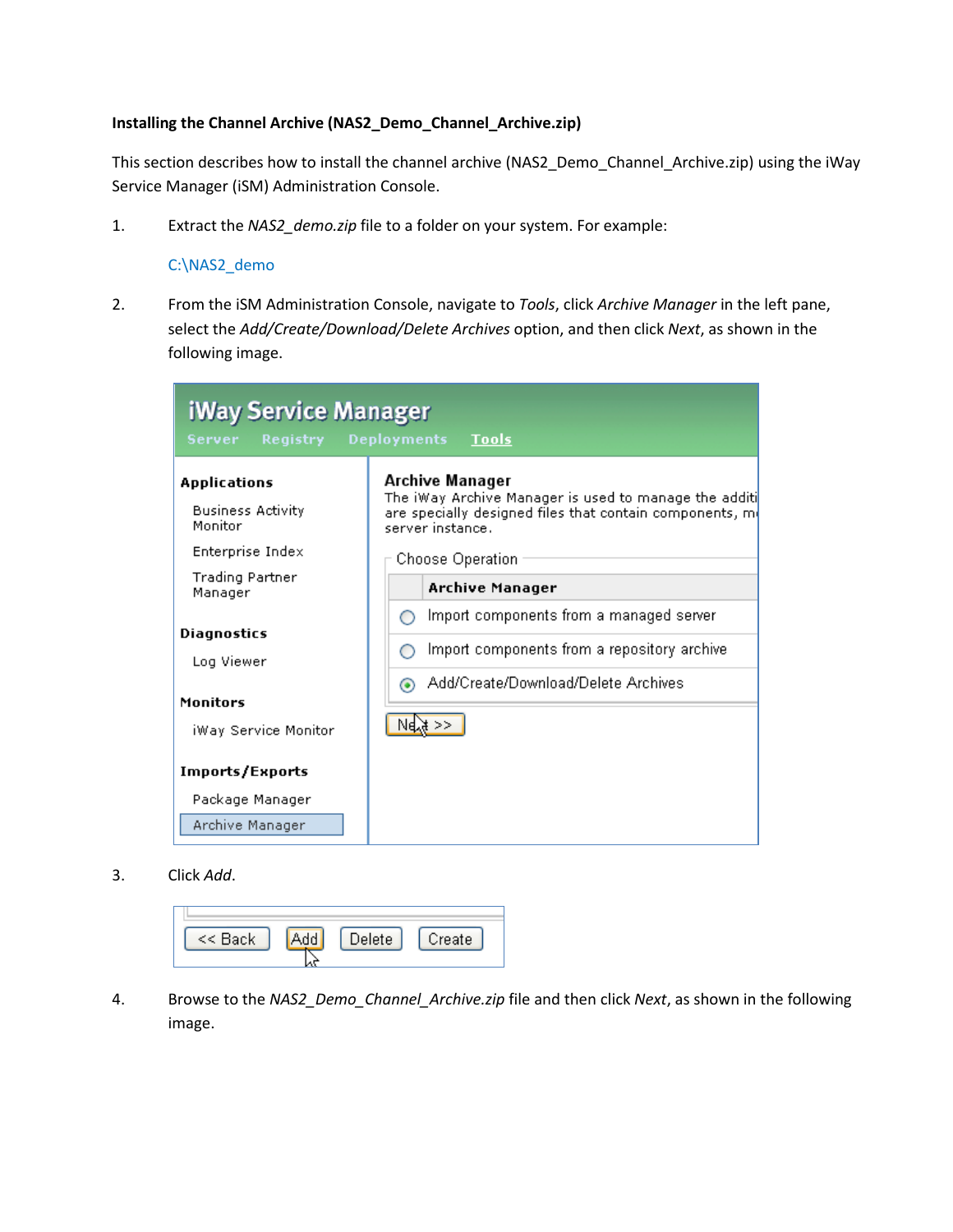**Installing the Channel Archive (NAS2_Demo_Channel_Archive.zip)**

This section describes how to install the channel archive (NAS2_Demo_Channel_Archive.zip) using the iWay Service Manager (iSM) Administration Console.

1. Extract the *NAS2_demo.zip* file to a folder on your system. For example:

   C:\NAS2_demo

2. From the iSM Administration Console, navigate to *Tools*, click *Archive Manager* in the left pane, select the *Add/Create/Download/Delete Archives* option, and then click *Next*, as shown in the following image.

3. Click *Add*.

4. Browse to the *NAS2_Demo_Channel_Archive.zip* file and then click *Next*, as shown in the following image.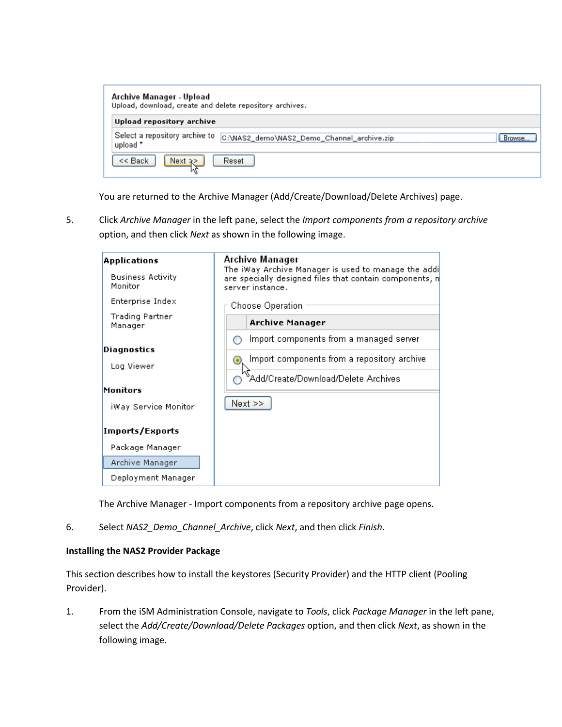You are returned to the Archive Manager (Add/Create/Download/Delete Archives) page.

5. Click *Archive Manager* in the left pane, select the *Import components from a repository archive* option, and then click *Next* as shown in the following image.

The Archive Manager - Import components from a repository archive page opens.

6. Select *NAS2_Demo_Channel_Archive*, click *Next*, and then click *Finish*.

**Installing the NAS2 Provider Package**

This section describes how to install the keystores (Security Provider) and the HTTP client (Pooling Provider).

1. From the iSM Administration Console, navigate to *Tools*, click *Package Manager* in the left pane, select the *Add/Create/Download/Delete Packages* option, and then click *Next*, as shown in the following image.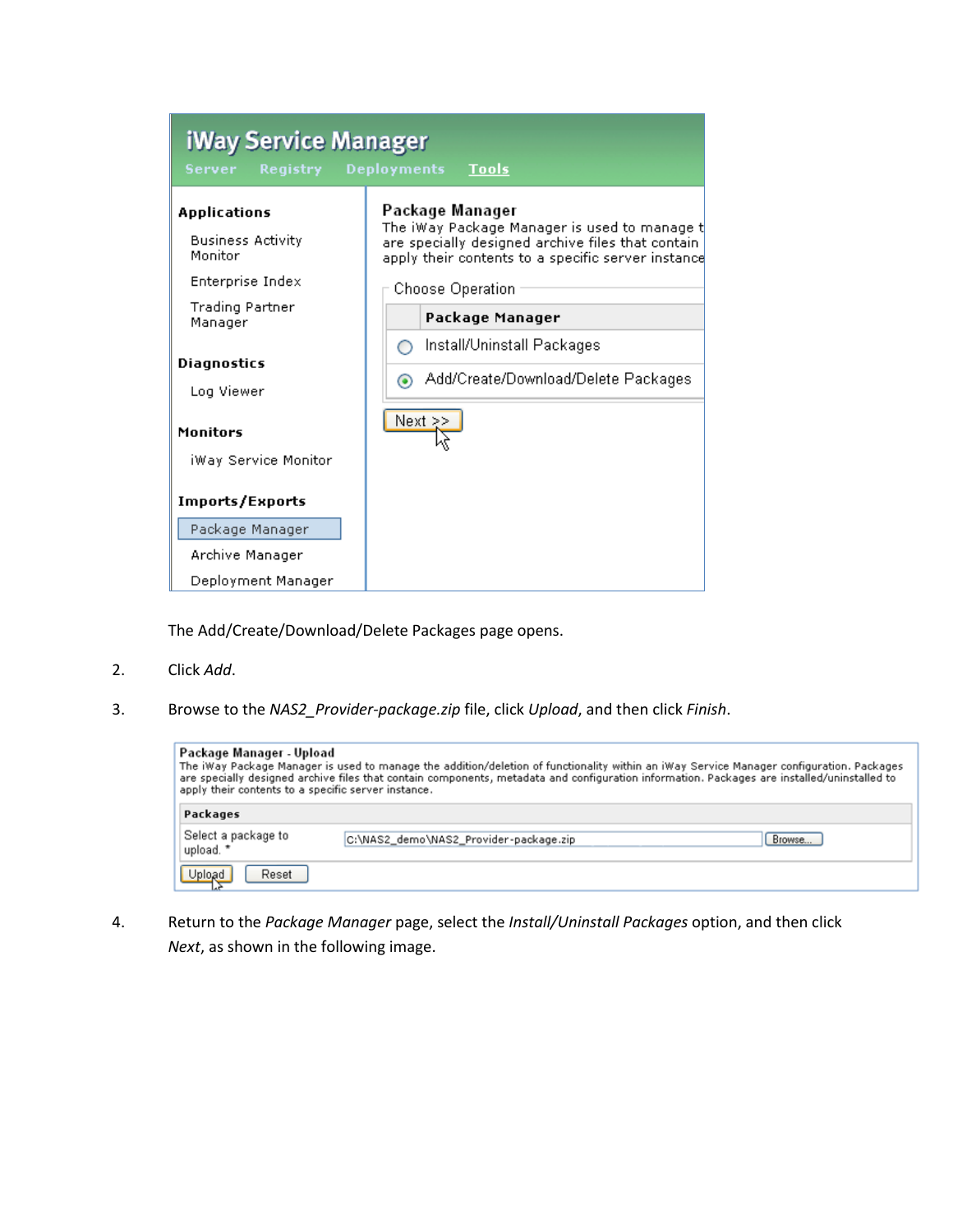The Add/Create/Download/Delete Packages page opens.

2. Click *Add*.

3. Browse to the *NAS2_Provider-package.zip* file, click *Upload*, and then click *Finish*.

4. Return to the *Package Manager* page, select the *Install/Uninstall Packages* option, and then click *Next*, as shown in the following image.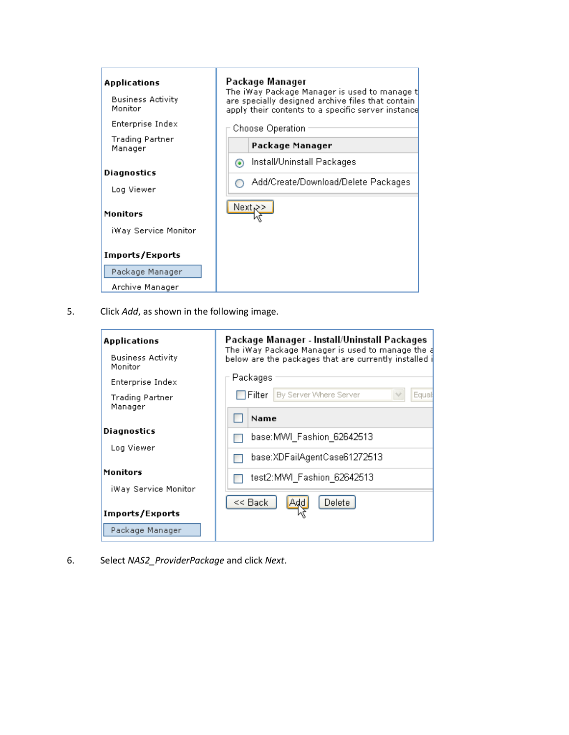5. Click *Add*, as shown in the following image.

6. Select *NAS2_ProviderPackage* and click *Next*.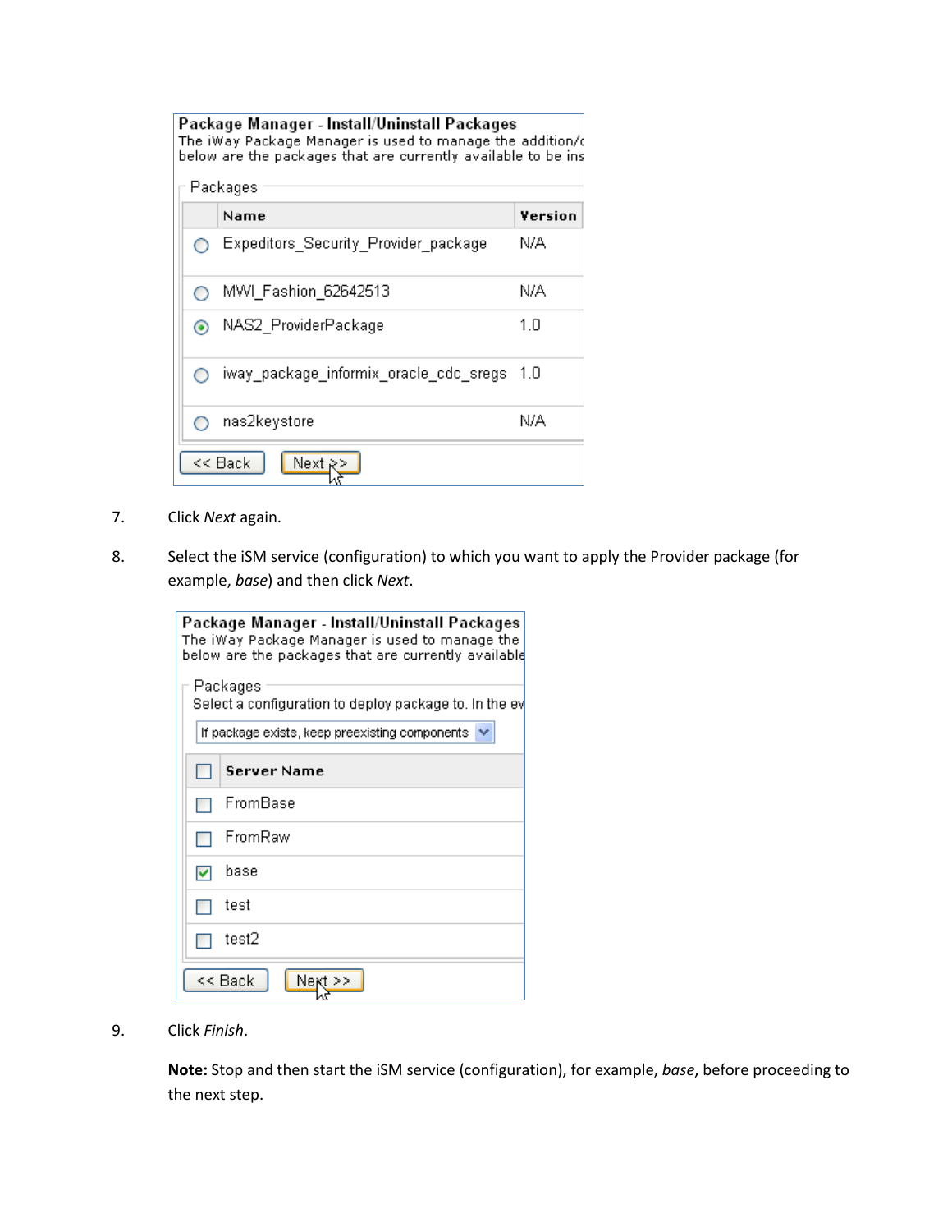7. Click *Next* again.

8. Select the iSM service (configuration) to which you want to apply the Provider package (for example, *base*) and then click *Next*.

9. Click *Finish*.

   **Note:** Stop and then start the iSM service (configuration), for example, *base*, before proceeding to the next step.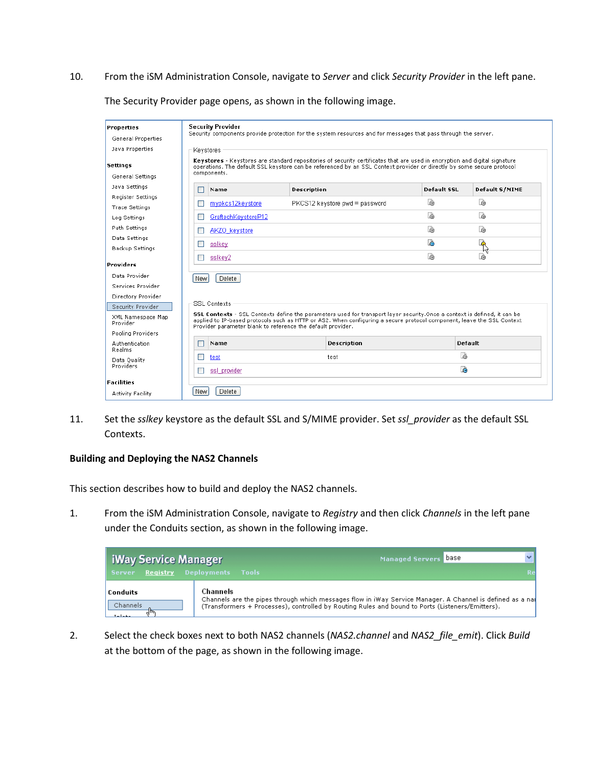10. From the iSM Administration Console, navigate to *Server* and click *Security Provider* in the left pane.

    The Security Provider page opens, as shown in the following image.

11. Set the *sslkey* keystore as the default SSL and S/MIME provider. Set *ssl_provider* as the default SSL Contexts.

**Building and Deploying the NAS2 Channels**

This section describes how to build and deploy the NAS2 channels.

1. From the iSM Administration Console, navigate to *Registry* and then click *Channels* in the left pane under the Conduits section, as shown in the following image.

2. Select the check boxes next to both NAS2 channels (*NAS2.channel* and *NAS2_file_emit*). Click *Build* at the bottom of the page, as shown in the following image.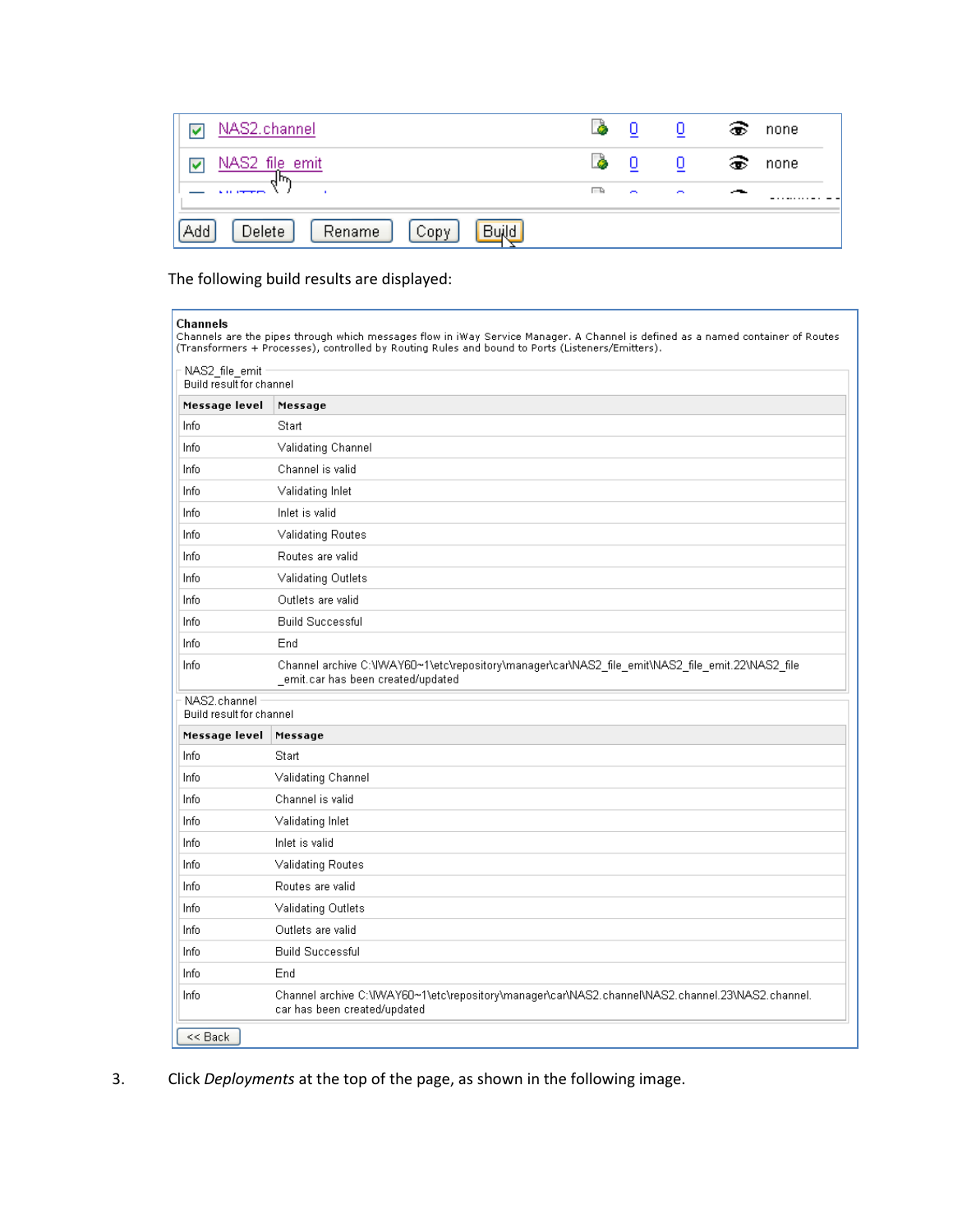| | NAS2.channel | | 0 | 0 | | none |
|---|---|---|---|---|---|---|
| | NAS2_file_emit | | 0 | 0 | | none |

Add | Delete | Rename | Copy | Build

The following build results are displayed:

**Channels**
Channels are the pipes through which messages flow in iWay Service Manager. A Channel is defined as a named container of Routes (Transformers + Processes), controlled by Routing Rules and bound to Ports (Listeners/Emitters).

NAS2_file_emit
Build result for channel

| Message level | Message |
|---|---|
| Info | Start |
| Info | Validating Channel |
| Info | Channel is valid |
| Info | Validating Inlet |
| Info | Inlet is valid |
| Info | Validating Routes |
| Info | Routes are valid |
| Info | Validating Outlets |
| Info | Outlets are valid |
| Info | Build Successful |
| Info | End |
| Info | Channel archive C:\IWAY60~1\etc\repository\manager\car\NAS2_file_emit\NAS2_file_emit.22\NAS2_file_emit.car has been created/updated |

NAS2.channel
Build result for channel

| Message level | Message |
|---|---|
| Info | Start |
| Info | Validating Channel |
| Info | Channel is valid |
| Info | Validating Inlet |
| Info | Inlet is valid |
| Info | Validating Routes |
| Info | Routes are valid |
| Info | Validating Outlets |
| Info | Outlets are valid |
| Info | Build Successful |
| Info | End |
| Info | Channel archive C:\IWAY60~1\etc\repository\manager\car\NAS2.channel\NAS2.channel.23\NAS2.channel.car has been created/updated |

<< Back

3. Click *Deployments* at the top of the page, as shown in the following image.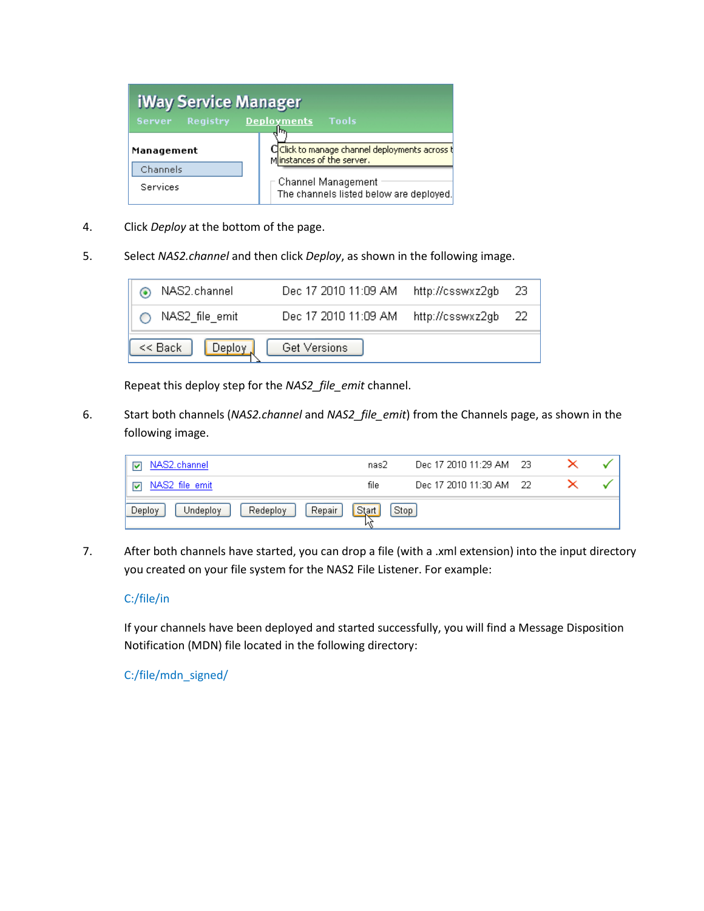4. Click *Deploy* at the bottom of the page.

5. Select *NAS2.channel* and then click *Deploy*, as shown in the following image.

   Repeat this deploy step for the *NAS2_file_emit* channel.

6. Start both channels (*NAS2.channel* and *NAS2_file_emit*) from the Channels page, as shown in the following image.

7. After both channels have started, you can drop a file (with a .xml extension) into the input directory you created on your file system for the NAS2 File Listener. For example:

   C:/file/in

   If your channels have been deployed and started successfully, you will find a Message Disposition Notification (MDN) file located in the following directory:

   C:/file/mdn_signed/